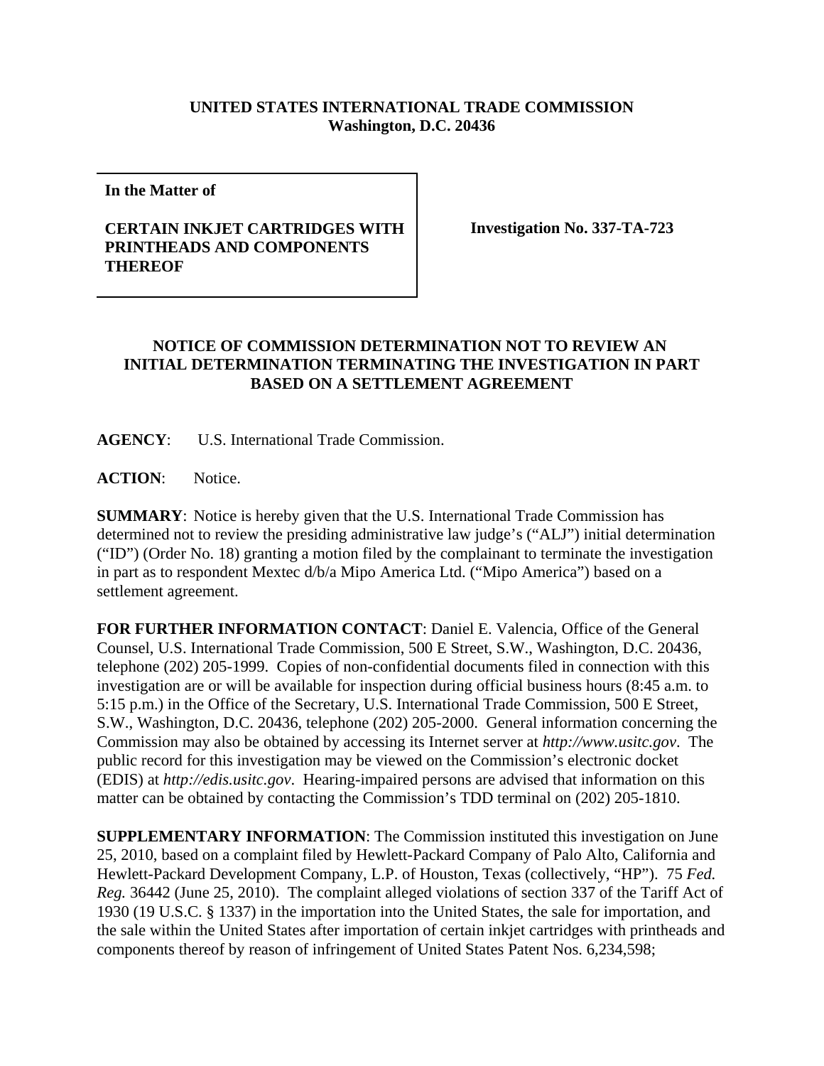**UNITED STATES INTERNATIONAL TRADE COMMISSION**
**Washington, D.C. 20436**

| **In the Matter of** **CERTAIN INKJET CARTRIDGES WITH PRINTHEADS AND COMPONENTS THEREOF** | **Investigation No. 337-TA-723** |
|---|---|

## NOTICE OF COMMISSION DETERMINATION NOT TO REVIEW AN INITIAL DETERMINATION TERMINATING THE INVESTIGATION IN PART BASED ON A SETTLEMENT AGREEMENT

**AGENCY**: U.S. International Trade Commission.

**ACTION**: Notice.

**SUMMARY**: Notice is hereby given that the U.S. International Trade Commission has determined not to review the presiding administrative law judge's ("ALJ") initial determination ("ID") (Order No. 18) granting a motion filed by the complainant to terminate the investigation in part as to respondent Mextec d/b/a Mipo America Ltd. ("Mipo America") based on a settlement agreement.

**FOR FURTHER INFORMATION CONTACT**: Daniel E. Valencia, Office of the General Counsel, U.S. International Trade Commission, 500 E Street, S.W., Washington, D.C. 20436, telephone (202) 205-1999. Copies of non-confidential documents filed in connection with this investigation are or will be available for inspection during official business hours (8:45 a.m. to 5:15 p.m.) in the Office of the Secretary, U.S. International Trade Commission, 500 E Street, S.W., Washington, D.C. 20436, telephone (202) 205-2000. General information concerning the Commission may also be obtained by accessing its Internet server at *http://www.usitc.gov*. The public record for this investigation may be viewed on the Commission's electronic docket (EDIS) at *http://edis.usitc.gov*. Hearing-impaired persons are advised that information on this matter can be obtained by contacting the Commission's TDD terminal on (202) 205-1810.

**SUPPLEMENTARY INFORMATION**: The Commission instituted this investigation on June 25, 2010, based on a complaint filed by Hewlett-Packard Company of Palo Alto, California and Hewlett-Packard Development Company, L.P. of Houston, Texas (collectively, "HP"). 75 *Fed. Reg.* 36442 (June 25, 2010). The complaint alleged violations of section 337 of the Tariff Act of 1930 (19 U.S.C. § 1337) in the importation into the United States, the sale for importation, and the sale within the United States after importation of certain inkjet cartridges with printheads and components thereof by reason of infringement of United States Patent Nos. 6,234,598;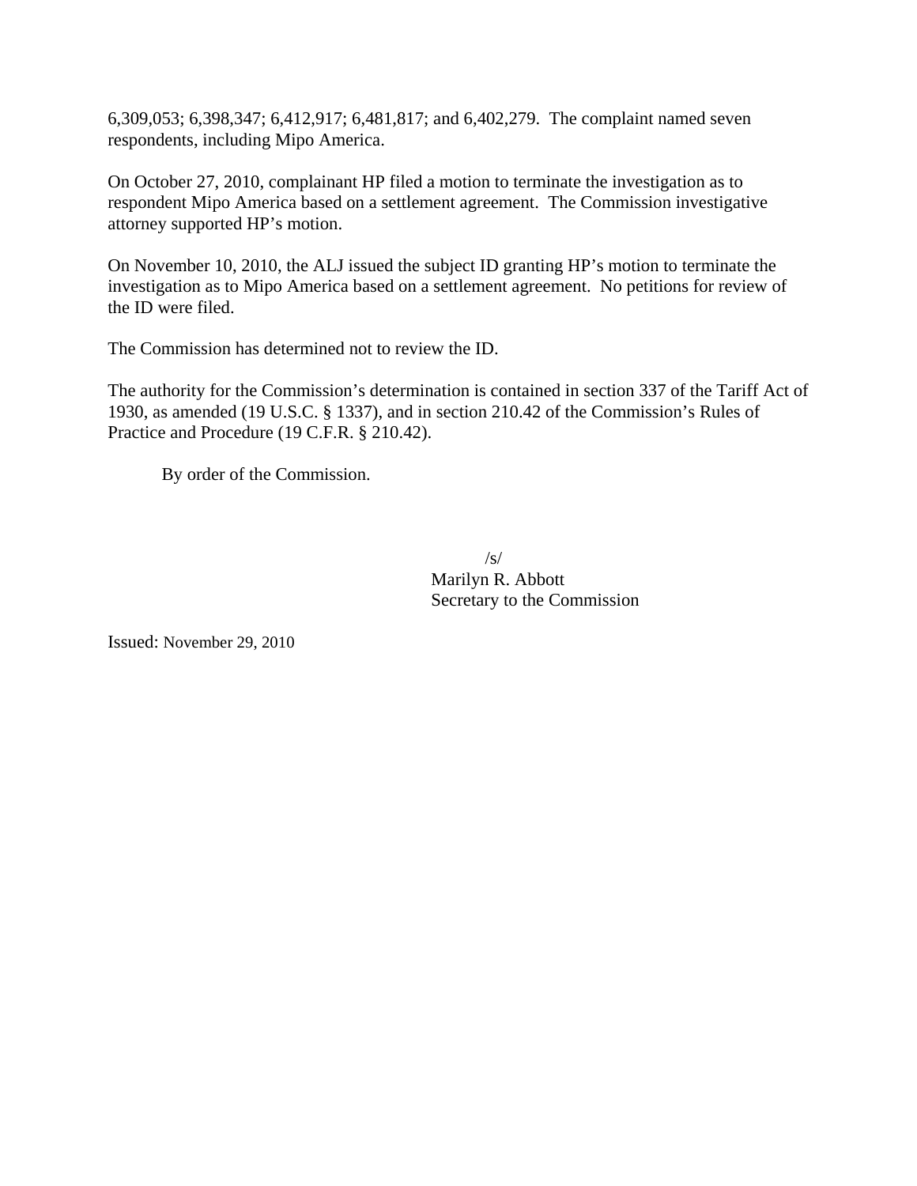6,309,053; 6,398,347; 6,412,917; 6,481,817; and 6,402,279. The complaint named seven respondents, including Mipo America.

On October 27, 2010, complainant HP filed a motion to terminate the investigation as to respondent Mipo America based on a settlement agreement. The Commission investigative attorney supported HP's motion.

On November 10, 2010, the ALJ issued the subject ID granting HP's motion to terminate the investigation as to Mipo America based on a settlement agreement. No petitions for review of the ID were filed.

The Commission has determined not to review the ID.

The authority for the Commission's determination is contained in section 337 of the Tariff Act of 1930, as amended (19 U.S.C. § 1337), and in section 210.42 of the Commission's Rules of Practice and Procedure (19 C.F.R. § 210.42).

By order of the Commission.

/s/
Marilyn R. Abbott
Secretary to the Commission

Issued: November 29, 2010